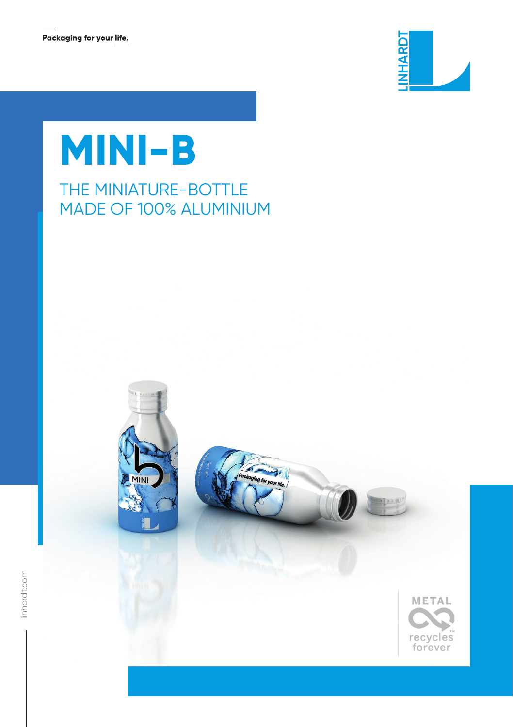Packaging for your life.

LINHARDT

# MINI-B

## THE MINIATURE-BOTTLE MADE OF 100% ALUMINIUM

METAL recycles forever™

linhardt.com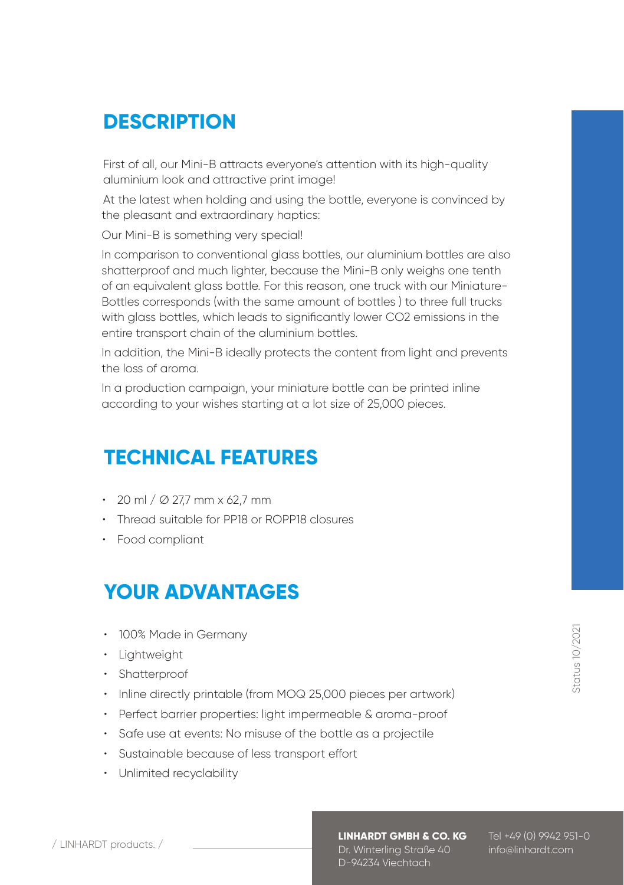## DESCRIPTION

First of all, our Mini-B attracts everyone's attention with its high-quality aluminium look and attractive print image!

At the latest when holding and using the bottle, everyone is convinced by the pleasant and extraordinary haptics:

Our Mini-B is something very special!

In comparison to conventional glass bottles, our aluminium bottles are also shatterproof and much lighter, because the Mini-B only weighs one tenth of an equivalent glass bottle. For this reason, one truck with our Miniature-Bottles corresponds (with the same amount of bottles ) to three full trucks with glass bottles, which leads to significantly lower CO2 emissions in the entire transport chain of the aluminium bottles.

In addition, the Mini-B ideally protects the content from light and prevents the loss of aroma.

In a production campaign, your miniature bottle can be printed inline according to your wishes starting at a lot size of 25,000 pieces.

## TECHNICAL FEATURES

- 20 ml / Ø 27,7 mm x 62,7 mm
- Thread suitable for PP18 or ROPP18 closures
- Food compliant

## YOUR ADVANTAGES

- 100% Made in Germany
- Lightweight
- Shatterproof
- Inline directly printable (from MOQ 25,000 pieces per artwork)
- Perfect barrier properties: light impermeable & aroma-proof
- Safe use at events: No misuse of the bottle as a projectile
- Sustainable because of less transport effort
- Unlimited recyclability

Status 10/2021

/ LINHARDT products. /

**LINHARDT GMBH & CO. KG**
Dr. Winterling Straße 40
D-94234 Viechtach

Tel +49 (0) 9942 951-0
info@linhardt.com